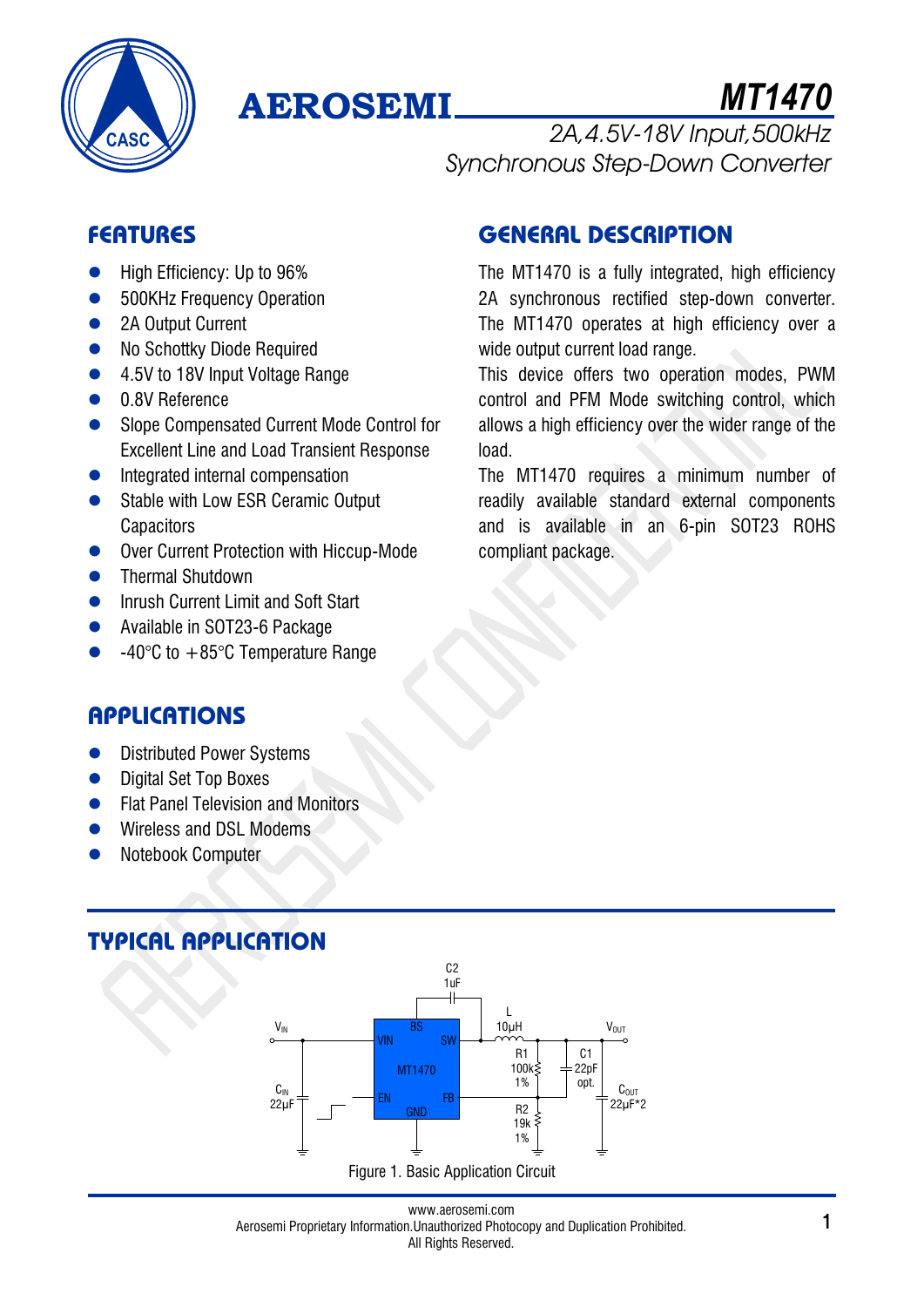# AEROSEMI

# MT1470

## 2A,4.5V-18V Input,500kHz Synchronous Step-Down Converter

## FEATURES

- High Efficiency: Up to 96%
- 500KHz Frequency Operation
- 2A Output Current
- No Schottky Diode Required
- 4.5V to 18V Input Voltage Range
- 0.8V Reference
- Slope Compensated Current Mode Control for Excellent Line and Load Transient Response
- Integrated internal compensation
- Stable with Low ESR Ceramic Output Capacitors
- Over Current Protection with Hiccup-Mode
- Thermal Shutdown
- Inrush Current Limit and Soft Start
- Available in SOT23-6 Package
- -40°C to +85°C Temperature Range

## GENERAL DESCRIPTION

The MT1470 is a fully integrated, high efficiency 2A synchronous rectified step-down converter. The MT1470 operates at high efficiency over a wide output current load range.

This device offers two operation modes, PWM control and PFM Mode switching control, which allows a high efficiency over the wider range of the load.

The MT1470 requires a minimum number of readily available standard external components and is available in an 6-pin SOT23 ROHS compliant package.

## APPLICATIONS

- Distributed Power Systems
- Digital Set Top Boxes
- Flat Panel Television and Monitors
- Wireless and DSL Modems
- Notebook Computer

## TYPICAL APPLICATION

Figure 1. Basic Application Circuit

www.aerosemi.com
Aerosemi Proprietary Information.Unauthorized Photocopy and Duplication Prohibited.
All Rights Reserved.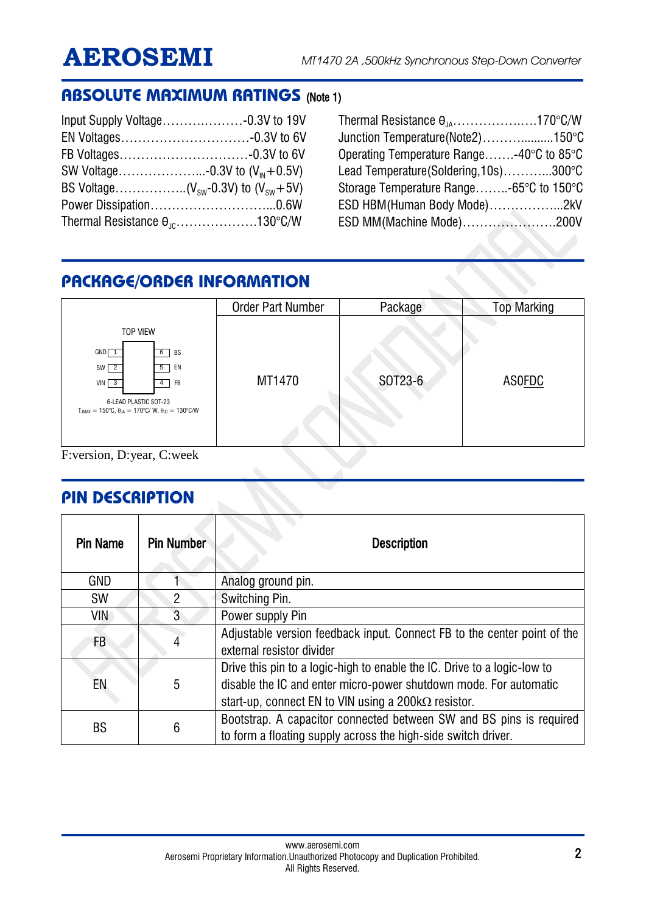## ABSOLUTE MAXIMUM RATINGS (Note 1)

Input Supply Voltage……….………-0.3V to 19V
EN Voltages…………………………-0.3V to 6V
FB Voltages…………………………-0.3V to 6V
SW Voltage………………...-0.3V to ($V_{IN}$+0.5V)
BS Voltage……………..($V_{SW}$-0.3V) to ($V_{SW}$+5V)
Power Dissipation……………………...0.6W
Thermal Resistance $\theta_{JC}$……………….130°C/W

Thermal Resistance $\theta_{JA}$……………….…170°C/W
Junction Temperature(Note2)………..........150°C
Operating Temperature Range…….-40°C to 85°C
Lead Temperature(Soldering,10s)………...300°C
Storage Temperature Range……..-65°C to 150°C
ESD HBM(Human Body Mode)……………...2kV
ESD MM(Machine Mode)………………….200V

## PACKAGE/ORDER INFORMATION

| | Order Part Number | Package | Top Marking |
|---|---|---|---|
| TOP VIEW<br>GND 1 / 6 BS<br>SW 2 / 5 EN<br>VIN 3 / 4 FB<br>6-LEAD PLASTIC SOT-23<br>$T_{JMAX}$ = 150°C, $\theta_{JA}$ = 170°C/ W, $\theta_{JC}$ = 130°C/W | MT1470 | SOT23-6 | AS0FDC |

F:version, D:year, C:week

## PIN DESCRIPTION

| Pin Name | Pin Number | Description |
|---|---|---|
| GND | 1 | Analog ground pin. |
| SW | 2 | Switching Pin. |
| VIN | 3 | Power supply Pin |
| FB | 4 | Adjustable version feedback input. Connect FB to the center point of the external resistor divider |
| EN | 5 | Drive this pin to a logic-high to enable the IC. Drive to a logic-low to disable the IC and enter micro-power shutdown mode. For automatic start-up, connect EN to VIN using a 200kΩ resistor. |
| BS | 6 | Bootstrap. A capacitor connected between SW and BS pins is required to form a floating supply across the high-side switch driver. |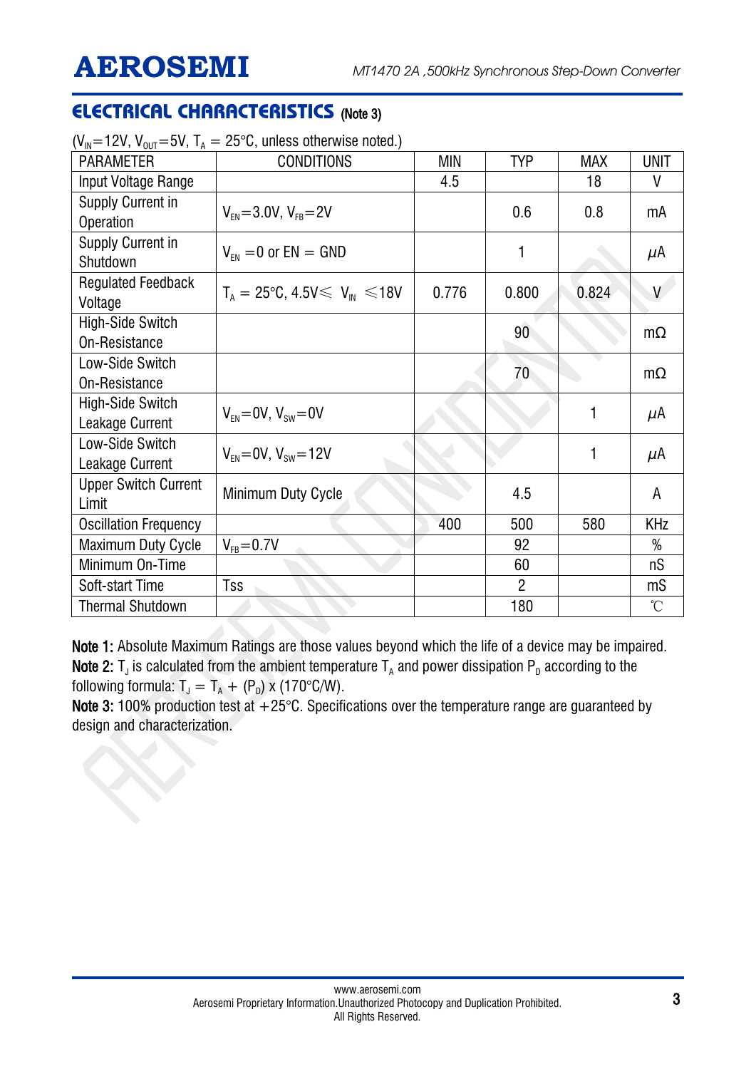## ELECTRICAL CHARACTERISTICS (Note 3)

($V_{IN}$=12V, $V_{OUT}$=5V, $T_A$ = 25°C, unless otherwise noted.)

| PARAMETER | CONDITIONS | MIN | TYP | MAX | UNIT |
|---|---|---|---|---|---|
| Input Voltage Range | | 4.5 | | 18 | V |
| Supply Current in Operation | $V_{EN}$=3.0V, $V_{FB}$=2V | | 0.6 | 0.8 | mA |
| Supply Current in Shutdown | $V_{EN}$ =0 or EN = GND | | 1 | | μA |
| Regulated Feedback Voltage | $T_A$ = 25°C, 4.5V≤ $V_{IN}$ ≤18V | 0.776 | 0.800 | 0.824 | V |
| High-Side Switch On-Resistance | | | 90 | | mΩ |
| Low-Side Switch On-Resistance | | | 70 | | mΩ |
| High-Side Switch Leakage Current | $V_{EN}$=0V, $V_{SW}$=0V | | | 1 | μA |
| Low-Side Switch Leakage Current | $V_{EN}$=0V, $V_{SW}$=12V | | | 1 | μA |
| Upper Switch Current Limit | Minimum Duty Cycle | | 4.5 | | A |
| Oscillation Frequency | | 400 | 500 | 580 | KHz |
| Maximum Duty Cycle | $V_{FB}$=0.7V | | 92 | | % |
| Minimum On-Time | | | 60 | | nS |
| Soft-start Time | Tss | | 2 | | mS |
| Thermal Shutdown | | | 180 | | ℃ |

**Note 1:** Absolute Maximum Ratings are those values beyond which the life of a device may be impaired.
**Note 2:** $T_J$ is calculated from the ambient temperature $T_A$ and power dissipation $P_D$ according to the following formula: $T_J = T_A + (P_D) \times (170°C/W)$.
**Note 3:** 100% production test at +25°C. Specifications over the temperature range are guaranteed by design and characterization.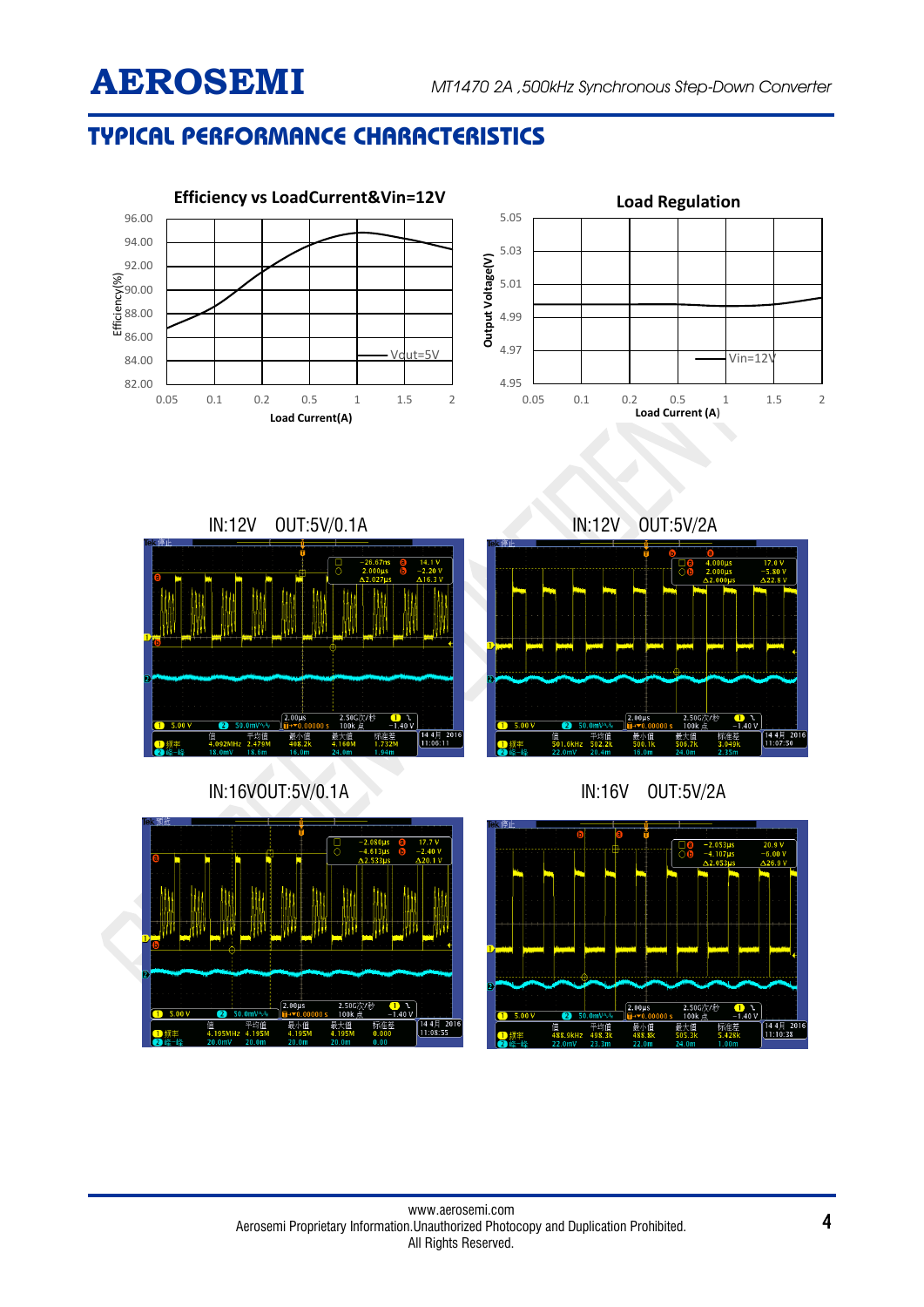# TYPICAL PERFORMANCE CHARACTERISTICS

Efficiency vs LoadCurrent&Vin=12V

Load Regulation

IN:12V OUT:5V/0.1A

IN:12V OUT:5V/2A

IN:16VOUT:5V/0.1A

IN:16V OUT:5V/2A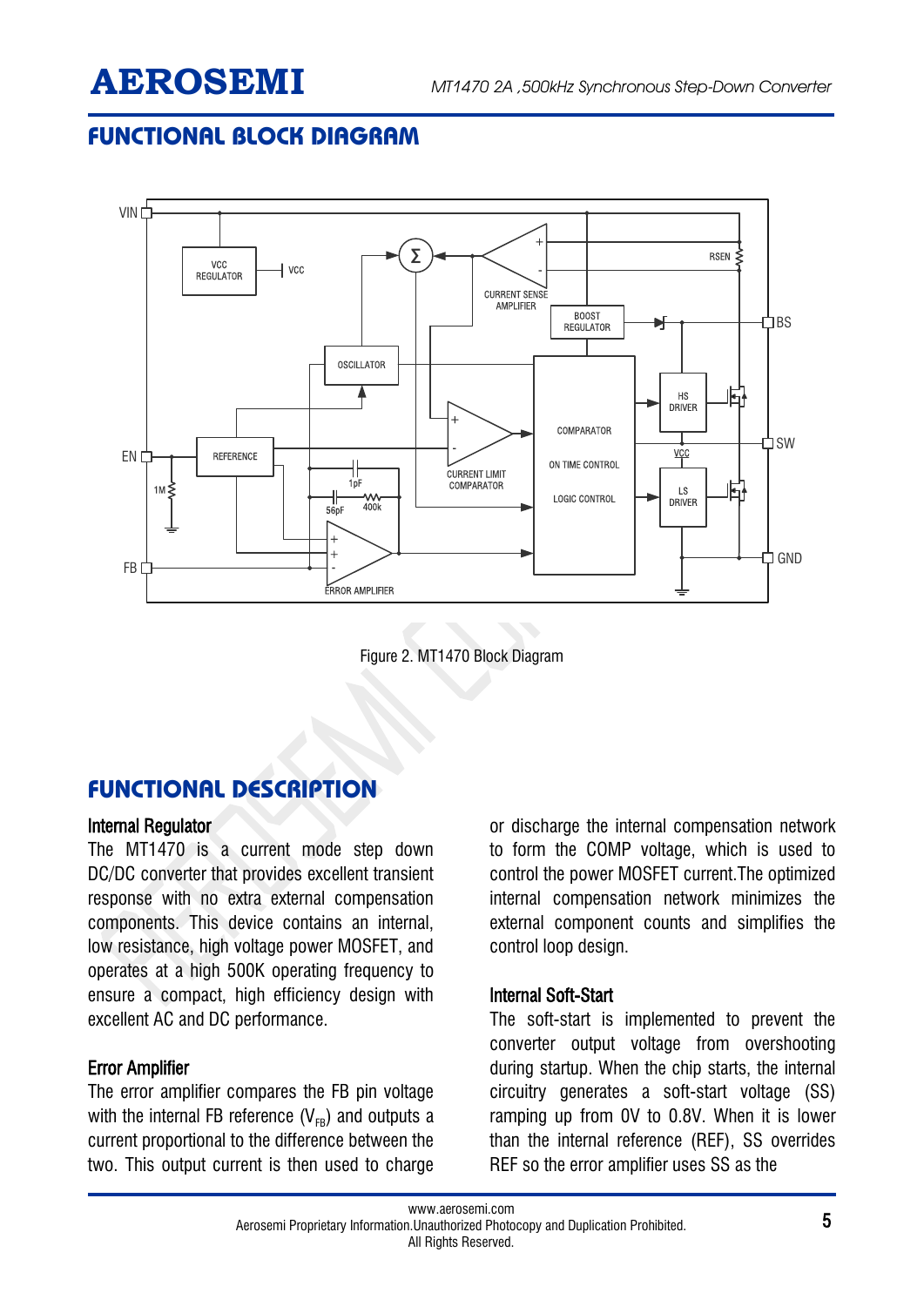## FUNCTIONAL BLOCK DIAGRAM

Figure 2. MT1470 Block Diagram

## FUNCTIONAL DESCRIPTION

### Internal Regulator

The MT1470 is a current mode step down DC/DC converter that provides excellent transient response with no extra external compensation components. This device contains an internal, low resistance, high voltage power MOSFET, and operates at a high 500K operating frequency to ensure a compact, high efficiency design with excellent AC and DC performance.

### Error Amplifier

The error amplifier compares the FB pin voltage with the internal FB reference ($V_{FB}$) and outputs a current proportional to the difference between the two. This output current is then used to charge or discharge the internal compensation network to form the COMP voltage, which is used to control the power MOSFET current.The optimized internal compensation network minimizes the external component counts and simplifies the control loop design.

### Internal Soft-Start

The soft-start is implemented to prevent the converter output voltage from overshooting during startup. When the chip starts, the internal circuitry generates a soft-start voltage (SS) ramping up from 0V to 0.8V. When it is lower than the internal reference (REF), SS overrides REF so the error amplifier uses SS as the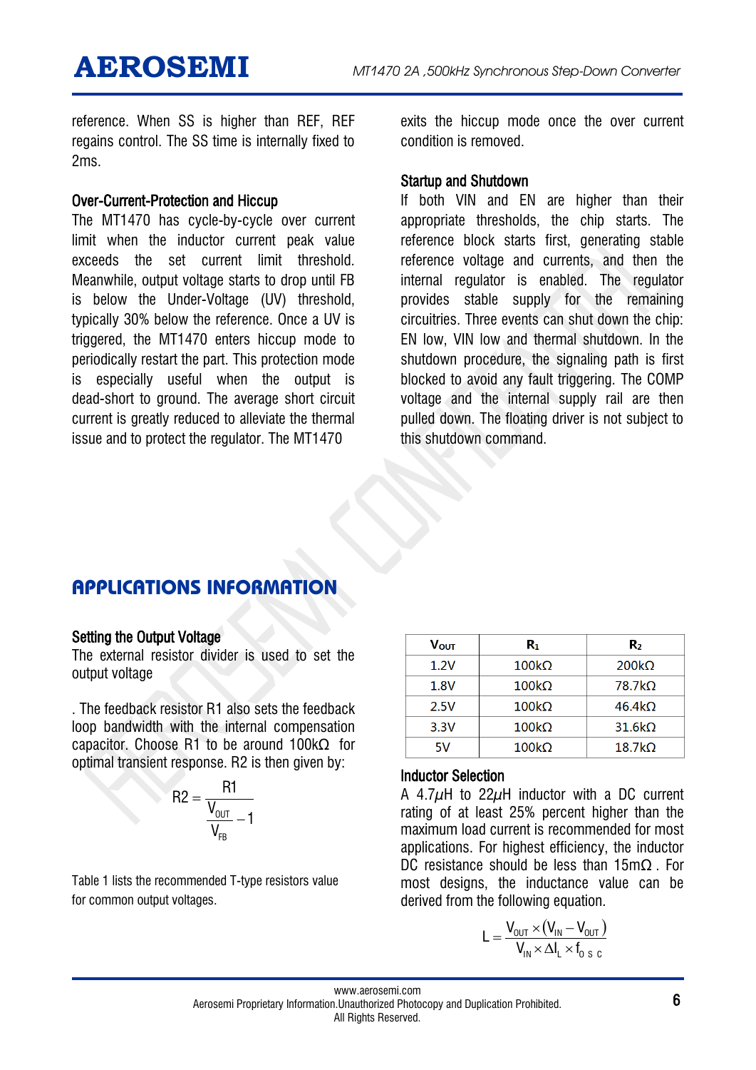reference. When SS is higher than REF, REF regains control. The SS time is internally fixed to 2ms.

### Over-Current-Protection and Hiccup

The MT1470 has cycle-by-cycle over current limit when the inductor current peak value exceeds the set current limit threshold. Meanwhile, output voltage starts to drop until FB is below the Under-Voltage (UV) threshold, typically 30% below the reference. Once a UV is triggered, the MT1470 enters hiccup mode to periodically restart the part. This protection mode is especially useful when the output is dead-short to ground. The average short circuit current is greatly reduced to alleviate the thermal issue and to protect the regulator. The MT1470 exits the hiccup mode once the over current condition is removed.

### Startup and Shutdown

If both VIN and EN are higher than their appropriate thresholds, the chip starts. The reference block starts first, generating stable reference voltage and currents, and then the internal regulator is enabled. The regulator provides stable supply for the remaining circuitries. Three events can shut down the chip: EN low, VIN low and thermal shutdown. In the shutdown procedure, the signaling path is first blocked to avoid any fault triggering. The COMP voltage and the internal supply rail are then pulled down. The floating driver is not subject to this shutdown command.

## APPLICATIONS INFORMATION

### Setting the Output Voltage

The external resistor divider is used to set the output voltage

. The feedback resistor R1 also sets the feedback loop bandwidth with the internal compensation capacitor. Choose R1 to be around 100kΩ for optimal transient response. R2 is then given by:

$$R2 = \frac{R1}{\frac{V_{OUT}}{V_{FB}} - 1}$$

Table 1 lists the recommended T-type resistors value for common output voltages.

| $V_{OUT}$ | $R_1$ | $R_2$ |
|---|---|---|
| 1.2V | 100kΩ | 200kΩ |
| 1.8V | 100kΩ | 78.7kΩ |
| 2.5V | 100kΩ | 46.4kΩ |
| 3.3V | 100kΩ | 31.6kΩ |
| 5V | 100kΩ | 18.7kΩ |

### Inductor Selection

A 4.7$\mu$H to 22$\mu$H inductor with a DC current rating of at least 25% percent higher than the maximum load current is recommended for most applications. For highest efficiency, the inductor DC resistance should be less than 15mΩ. For most designs, the inductance value can be derived from the following equation.

$$L = \frac{V_{OUT} \times (V_{IN} - V_{OUT})}{V_{IN} \times \Delta I_L \times f_{OSC}}$$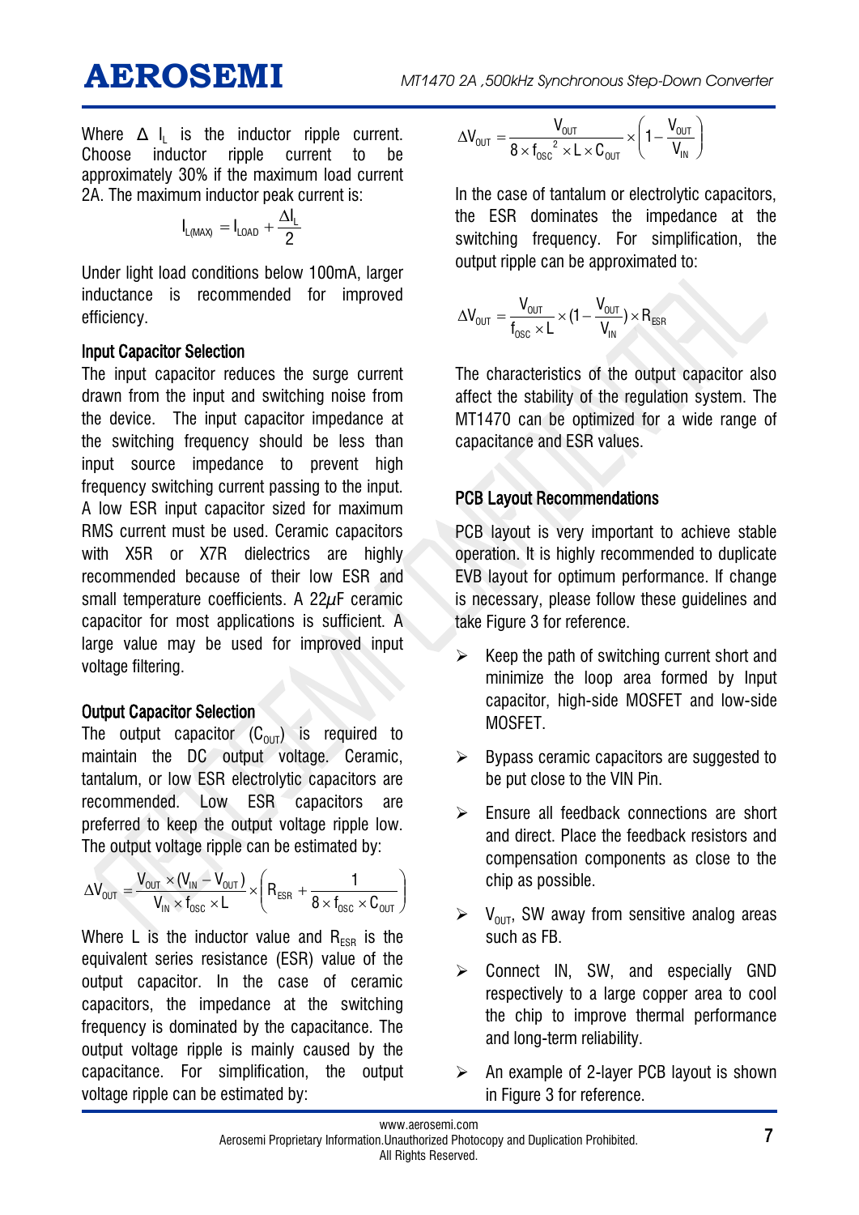Where $\Delta I_L$ is the inductor ripple current. Choose inductor ripple current to be approximately 30% if the maximum load current 2A. The maximum inductor peak current is:

$$I_{L(MAX)} = I_{LOAD} + \frac{\Delta I_L}{2}$$

Under light load conditions below 100mA, larger inductance is recommended for improved efficiency.

### Input Capacitor Selection

The input capacitor reduces the surge current drawn from the input and switching noise from the device. The input capacitor impedance at the switching frequency should be less than input source impedance to prevent high frequency switching current passing to the input. A low ESR input capacitor sized for maximum RMS current must be used. Ceramic capacitors with X5R or X7R dielectrics are highly recommended because of their low ESR and small temperature coefficients. A 22μF ceramic capacitor for most applications is sufficient. A large value may be used for improved input voltage filtering.

### Output Capacitor Selection

The output capacitor ($C_{OUT}$) is required to maintain the DC output voltage. Ceramic, tantalum, or low ESR electrolytic capacitors are recommended. Low ESR capacitors are preferred to keep the output voltage ripple low. The output voltage ripple can be estimated by:

$$\Delta V_{OUT} = \frac{V_{OUT} \times (V_{IN} - V_{OUT})}{V_{IN} \times f_{OSC} \times L} \times \left( R_{ESR} + \frac{1}{8 \times f_{OSC} \times C_{OUT}} \right)$$

Where L is the inductor value and $R_{ESR}$ is the equivalent series resistance (ESR) value of the output capacitor. In the case of ceramic capacitors, the impedance at the switching frequency is dominated by the capacitance. The output voltage ripple is mainly caused by the capacitance. For simplification, the output voltage ripple can be estimated by:

$$\Delta V_{OUT} = \frac{V_{OUT}}{8 \times f_{OSC}^{2} \times L \times C_{OUT}} \times \left( 1 - \frac{V_{OUT}}{V_{IN}} \right)$$

In the case of tantalum or electrolytic capacitors, the ESR dominates the impedance at the switching frequency. For simplification, the output ripple can be approximated to:

$$\Delta V_{OUT} = \frac{V_{OUT}}{f_{OSC} \times L} \times (1 - \frac{V_{OUT}}{V_{IN}}) \times R_{ESR}$$

The characteristics of the output capacitor also affect the stability of the regulation system. The MT1470 can be optimized for a wide range of capacitance and ESR values.

### PCB Layout Recommendations

PCB layout is very important to achieve stable operation. It is highly recommended to duplicate EVB layout for optimum performance. If change is necessary, please follow these guidelines and take Figure 3 for reference.

- Keep the path of switching current short and minimize the loop area formed by Input capacitor, high-side MOSFET and low-side MOSFET.
- Bypass ceramic capacitors are suggested to be put close to the VIN Pin.
- Ensure all feedback connections are short and direct. Place the feedback resistors and compensation components as close to the chip as possible.
- $V_{OUT}$, SW away from sensitive analog areas such as FB.
- Connect IN, SW, and especially GND respectively to a large copper area to cool the chip to improve thermal performance and long-term reliability.
- An example of 2-layer PCB layout is shown in Figure 3 for reference.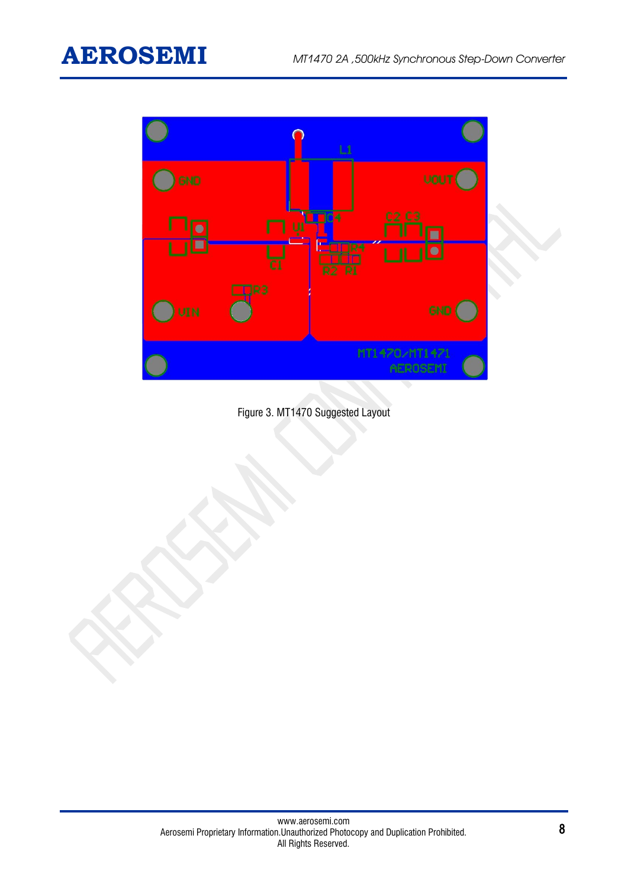Figure 3. MT1470 Suggested Layout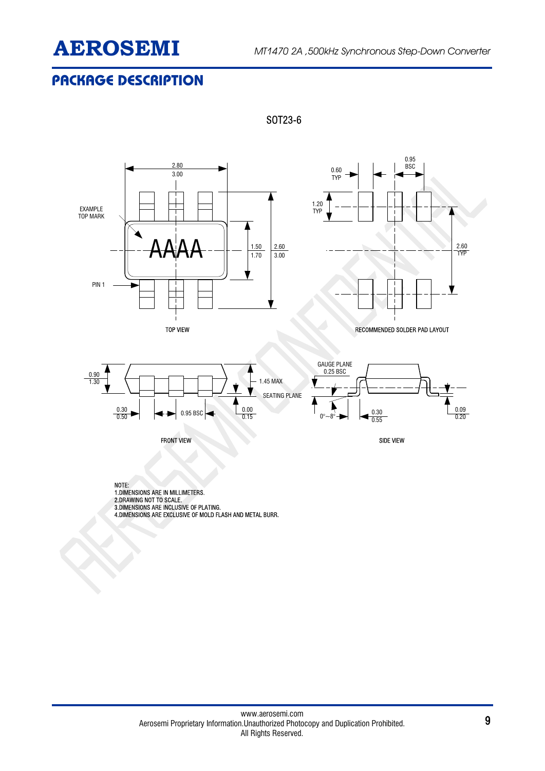## PACKAGE DESCRIPTION

SOT23-6

TOP VIEW

RECOMMENDED SOLDER PAD LAYOUT

FRONT VIEW

SIDE VIEW

NOTE:
1.DIMENSIONS ARE IN MILLIMETERS.
2.DRAWING NOT TO SCALE.
3.DIMENSIONS ARE INCLUSIVE OF PLATING.
4.DIMENSIONS ARE EXCLUSIVE OF MOLD FLASH AND METAL BURR.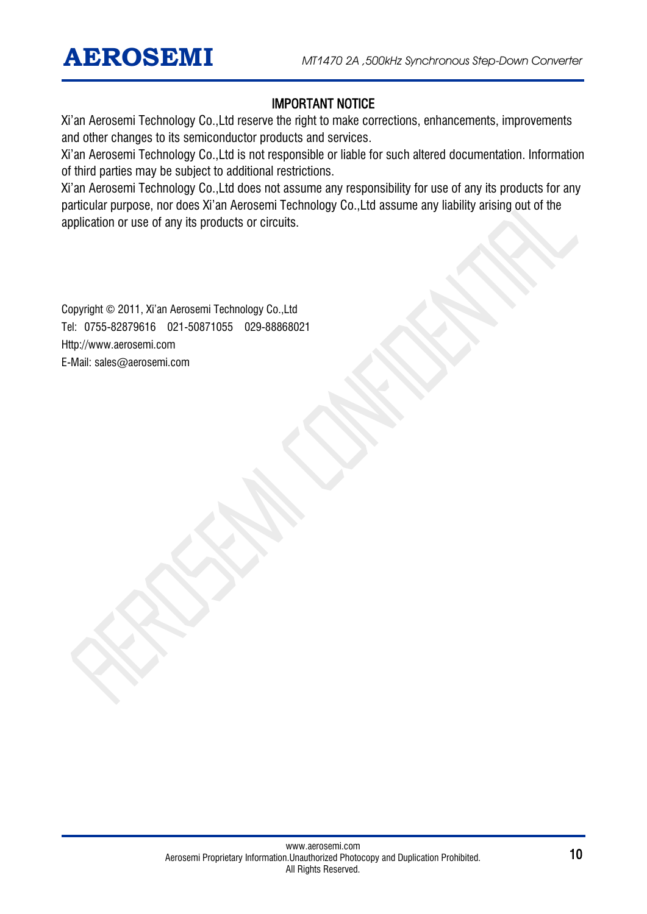## IMPORTANT NOTICE

Xi'an Aerosemi Technology Co.,Ltd reserve the right to make corrections, enhancements, improvements and other changes to its semiconductor products and services.

Xi'an Aerosemi Technology Co.,Ltd is not responsible or liable for such altered documentation. Information of third parties may be subject to additional restrictions.

Xi'an Aerosemi Technology Co.,Ltd does not assume any responsibility for use of any its products for any particular purpose, nor does Xi'an Aerosemi Technology Co.,Ltd assume any liability arising out of the application or use of any its products or circuits.

Copyright © 2011, Xi'an Aerosemi Technology Co.,Ltd

Tel: 0755-82879616 021-50871055 029-88868021

Http://www.aerosemi.com

E-Mail: sales@aerosemi.com